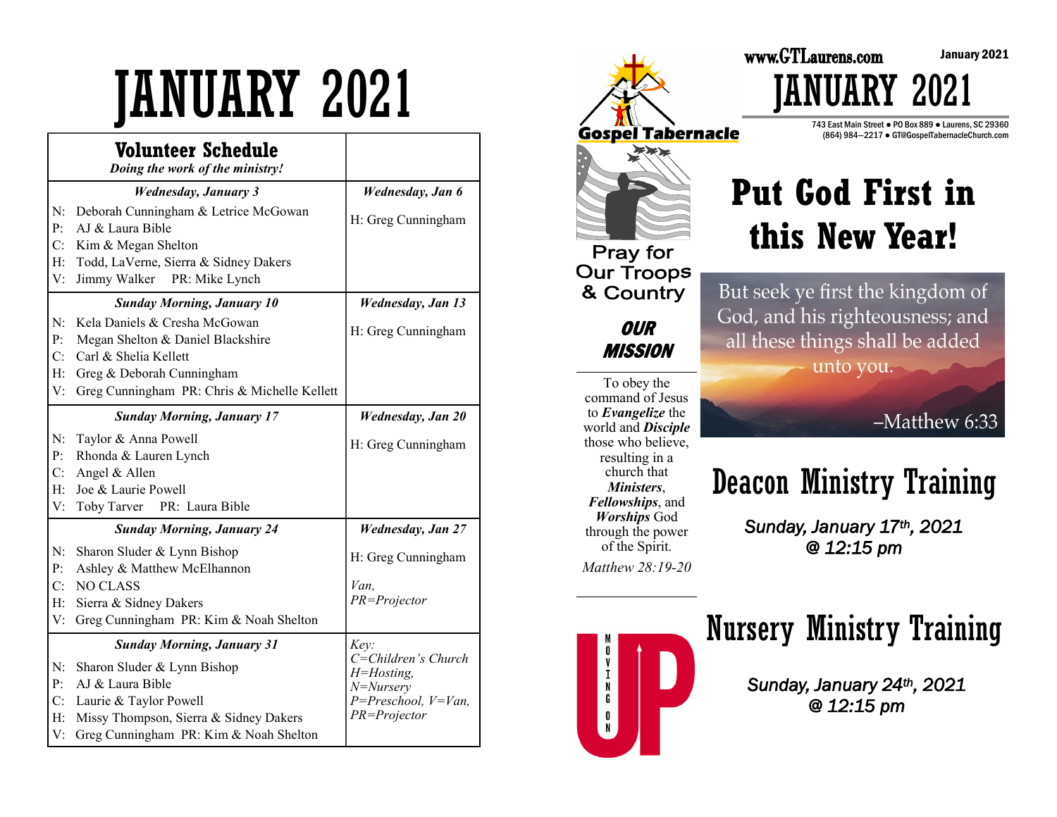# JANUARY 2021

| Volunteer Schedule *Doing the work of the ministry!* | |
|---|---|
| ***Wednesday, January 3*** | ***Wednesday, Jan 6*** |
| N: Deborah Cunningham & Letrice McGowan<br>P: AJ & Laura Bible<br>C: Kim & Megan Shelton<br>H: Todd, LaVerne, Sierra & Sidney Dakers<br>V: Jimmy Walker PR: Mike Lynch | H: Greg Cunningham |
| ***Sunday Morning, January 10*** | ***Wednesday, Jan 13*** |
| N: Kela Daniels & Cresha McGowan<br>P: Megan Shelton & Daniel Blackshire<br>C: Carl & Shelia Kellett<br>H: Greg & Deborah Cunningham<br>V: Greg Cunningham PR: Chris & Michelle Kellett | H: Greg Cunningham |
| ***Sunday Morning, January 17*** | ***Wednesday, Jan 20*** |
| N: Taylor & Anna Powell<br>P: Rhonda & Lauren Lynch<br>C: Angel & Allen<br>H: Joe & Laurie Powell<br>V: Toby Tarver PR: Laura Bible | H: Greg Cunningham |
| ***Sunday Morning, January 24*** | ***Wednesday, Jan 27*** |
| N: Sharon Sluder & Lynn Bishop<br>P: Ashley & Matthew McElhannon<br>C: NO CLASS<br>H: Sierra & Sidney Dakers<br>V: Greg Cunningham PR: Kim & Noah Shelton | H: Greg Cunningham<br>*Van,*<br>*PR=Projector* |
| ***Sunday Morning, January 31*** | *Key:* |
| N: Sharon Sluder & Lynn Bishop<br>P: AJ & Laura Bible<br>C: Laurie & Taylor Powell<br>H: Missy Thompson, Sierra & Sidney Dakers<br>V: Greg Cunningham PR: Kim & Noah Shelton | *C=Children's Church*<br>*H=Hosting,*<br>*N=Nursery*<br>*P=Preschool, V=Van,*<br>*PR=Projector* |

Gospel Tabernacle

www.GTLaurens.com

January 2021

# JANUARY 2021

743 East Main Street ● PO Box 889 ● Laurens, SC 29360
(864) 984—2217 ● GT@GospelTabernacleChurch.com

Pray for Our Troops & Country

## OUR MISSION

To obey the command of Jesus to ***Evangelize*** the world and ***Disciple*** those who believe, resulting in a church that ***Ministers***, ***Fellowships***, and ***Worships*** God through the power of the Spirit.

*Matthew 28:19-20*

# Put God First in this New Year!

But seek ye first the kingdom of God, and his righteousness; and all these things shall be added unto you.

–Matthew 6:33

## Deacon Ministry Training

***Sunday, January 17th, 2021 @ 12:15 pm***

MOVING ON UP

## Nursery Ministry Training

***Sunday, January 24th, 2021 @ 12:15 pm***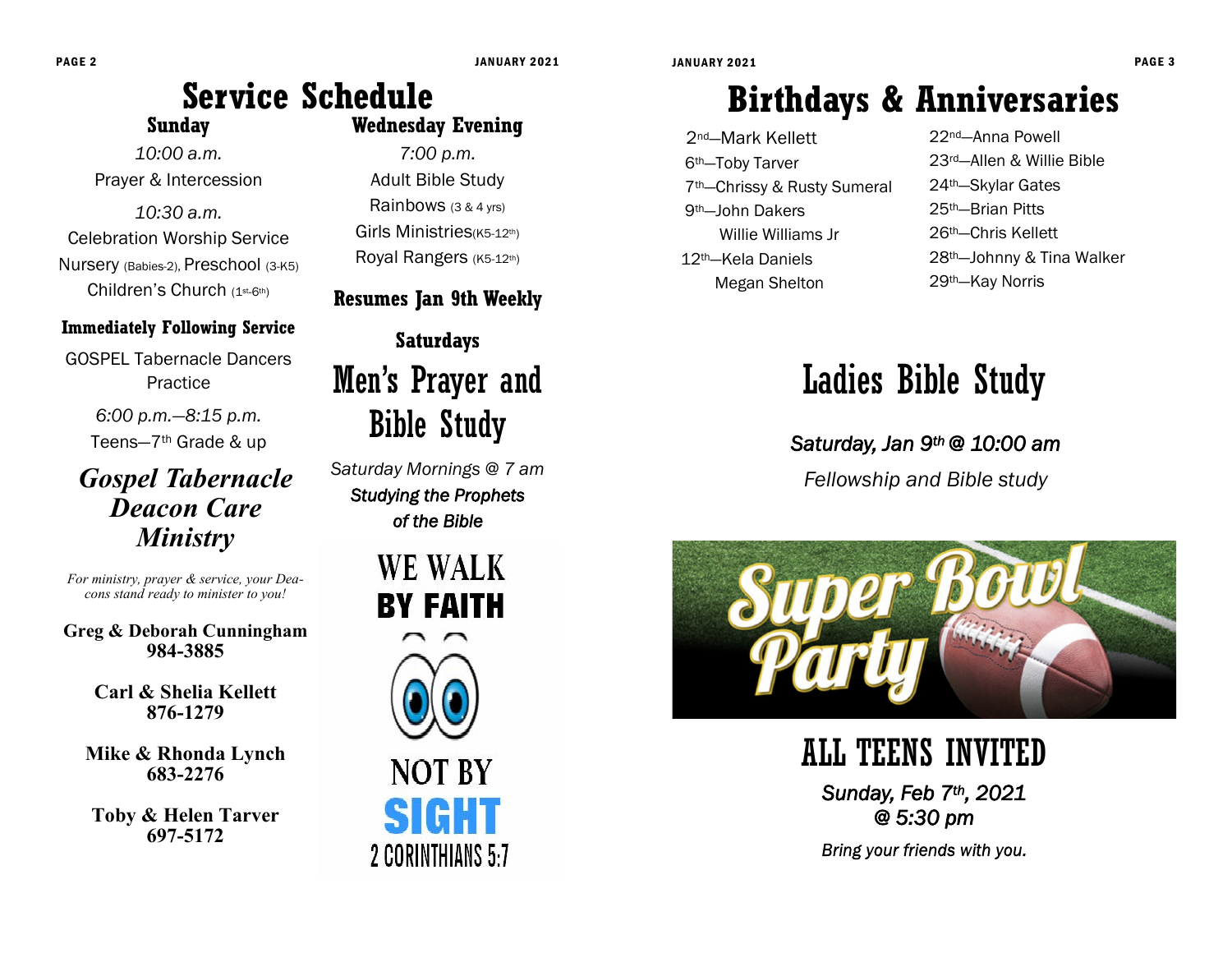# Service Schedule

## Sunday

*10:00 a.m.*

Prayer & Intercession

*10:30 a.m.*

Celebration Worship Service

Nursery (Babies-2), Preschool (3-K5)

Children's Church (1st-6th)

### Immediately Following Service

GOSPEL Tabernacle Dancers Practice

*6:00 p.m.—8:15 p.m.*

Teens—7th Grade & up

## Wednesday Evening

*7:00 p.m.*

Adult Bible Study

Rainbows (3 & 4 yrs)

Girls Ministries(K5-12th)

Royal Rangers (K5-12th)

### Resumes Jan 9th Weekly

### Saturdays

## Men's Prayer and Bible Study

*Saturday Mornings @ 7 am*

***Studying the Prophets of the Bible***

WE WALK BY FAITH NOT BY SIGHT

2 CORINTHIANS 5:7

## *Gospel Tabernacle Deacon Care Ministry*

*For ministry, prayer & service, your Deacons stand ready to minister to you!*

**Greg & Deborah Cunningham**
**984-3885**

**Carl & Shelia Kellett**
**876-1279**

**Mike & Rhonda Lynch**
**683-2276**

**Toby & Helen Tarver**
**697-5172**

# Birthdays & Anniversaries

2nd—Mark Kellett
6th—Toby Tarver
7th—Chrissy & Rusty Sumeral
9th—John Dakers
Willie Williams Jr
12th—Kela Daniels
Megan Shelton
22nd—Anna Powell
23rd—Allen & Willie Bible
24th—Skylar Gates
25th—Brian Pitts
26th—Chris Kellett
28th—Johnny & Tina Walker
29th—Kay Norris

# Ladies Bible Study

***Saturday, Jan 9th @ 10:00 am***

*Fellowship and Bible study*

Super Bowl Party

## ALL TEENS INVITED

***Sunday, Feb 7th, 2021 @ 5:30 pm***

*Bring your friends with you.*